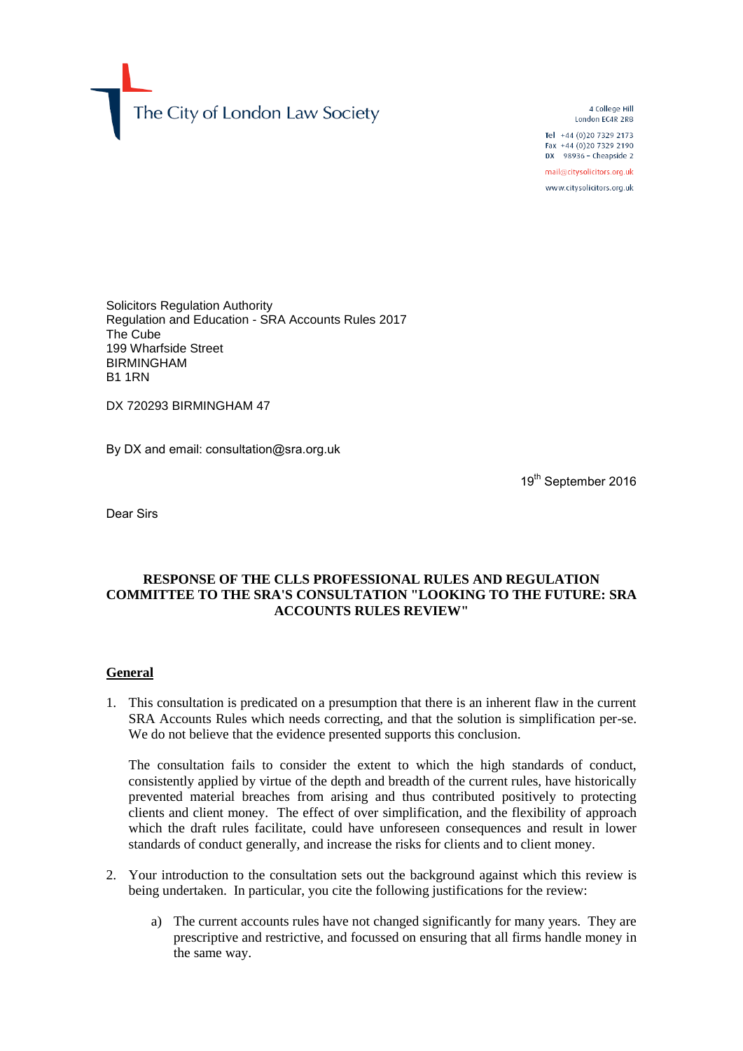The City of London Law Society

4 College Hill
London EC4R 2RB

Tel +44 (0)20 7329 2173
Fax +44 (0)20 7329 2190
DX 98936 – Cheapside 2

mail@citysolicitors.org.uk
www.citysolicitors.org.uk

Solicitors Regulation Authority
Regulation and Education - SRA Accounts Rules 2017
The Cube
199 Wharfside Street
BIRMINGHAM
B1 1RN

DX 720293 BIRMINGHAM 47

By DX and email: consultation@sra.org.uk

19th September 2016

Dear Sirs

**RESPONSE OF THE CLLS PROFESSIONAL RULES AND REGULATION COMMITTEE TO THE SRA'S CONSULTATION "LOOKING TO THE FUTURE: SRA ACCOUNTS RULES REVIEW"**

**General**

1. This consultation is predicated on a presumption that there is an inherent flaw in the current SRA Accounts Rules which needs correcting, and that the solution is simplification per-se. We do not believe that the evidence presented supports this conclusion.

   The consultation fails to consider the extent to which the high standards of conduct, consistently applied by virtue of the depth and breadth of the current rules, have historically prevented material breaches from arising and thus contributed positively to protecting clients and client money. The effect of over simplification, and the flexibility of approach which the draft rules facilitate, could have unforeseen consequences and result in lower standards of conduct generally, and increase the risks for clients and to client money.

2. Your introduction to the consultation sets out the background against which this review is being undertaken. In particular, you cite the following justifications for the review:

   a) The current accounts rules have not changed significantly for many years. They are prescriptive and restrictive, and focussed on ensuring that all firms handle money in the same way.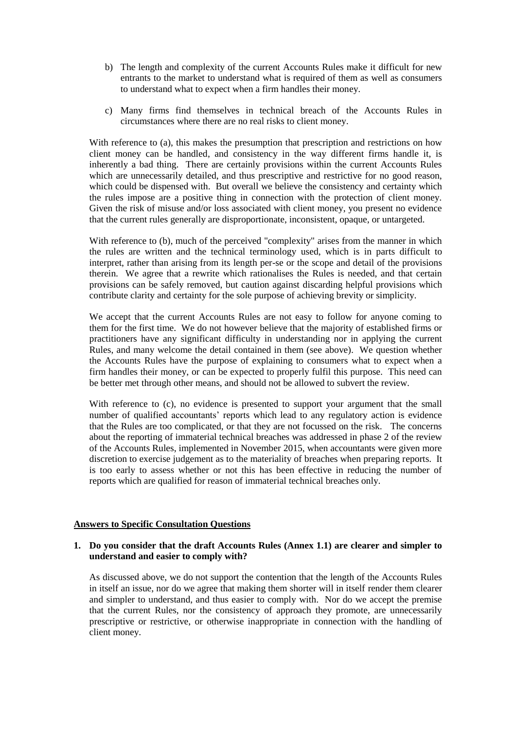b) The length and complexity of the current Accounts Rules make it difficult for new entrants to the market to understand what is required of them as well as consumers to understand what to expect when a firm handles their money.

c) Many firms find themselves in technical breach of the Accounts Rules in circumstances where there are no real risks to client money.

With reference to (a), this makes the presumption that prescription and restrictions on how client money can be handled, and consistency in the way different firms handle it, is inherently a bad thing. There are certainly provisions within the current Accounts Rules which are unnecessarily detailed, and thus prescriptive and restrictive for no good reason, which could be dispensed with. But overall we believe the consistency and certainty which the rules impose are a positive thing in connection with the protection of client money. Given the risk of misuse and/or loss associated with client money, you present no evidence that the current rules generally are disproportionate, inconsistent, opaque, or untargeted.

With reference to (b), much of the perceived "complexity" arises from the manner in which the rules are written and the technical terminology used, which is in parts difficult to interpret, rather than arising from its length per-se or the scope and detail of the provisions therein. We agree that a rewrite which rationalises the Rules is needed, and that certain provisions can be safely removed, but caution against discarding helpful provisions which contribute clarity and certainty for the sole purpose of achieving brevity or simplicity.

We accept that the current Accounts Rules are not easy to follow for anyone coming to them for the first time. We do not however believe that the majority of established firms or practitioners have any significant difficulty in understanding nor in applying the current Rules, and many welcome the detail contained in them (see above). We question whether the Accounts Rules have the purpose of explaining to consumers what to expect when a firm handles their money, or can be expected to properly fulfil this purpose. This need can be better met through other means, and should not be allowed to subvert the review.

With reference to (c), no evidence is presented to support your argument that the small number of qualified accountants' reports which lead to any regulatory action is evidence that the Rules are too complicated, or that they are not focussed on the risk. The concerns about the reporting of immaterial technical breaches was addressed in phase 2 of the review of the Accounts Rules, implemented in November 2015, when accountants were given more discretion to exercise judgement as to the materiality of breaches when preparing reports. It is too early to assess whether or not this has been effective in reducing the number of reports which are qualified for reason of immaterial technical breaches only.

**Answers to Specific Consultation Questions**

**1. Do you consider that the draft Accounts Rules (Annex 1.1) are clearer and simpler to understand and easier to comply with?**

As discussed above, we do not support the contention that the length of the Accounts Rules in itself an issue, nor do we agree that making them shorter will in itself render them clearer and simpler to understand, and thus easier to comply with. Nor do we accept the premise that the current Rules, nor the consistency of approach they promote, are unnecessarily prescriptive or restrictive, or otherwise inappropriate in connection with the handling of client money.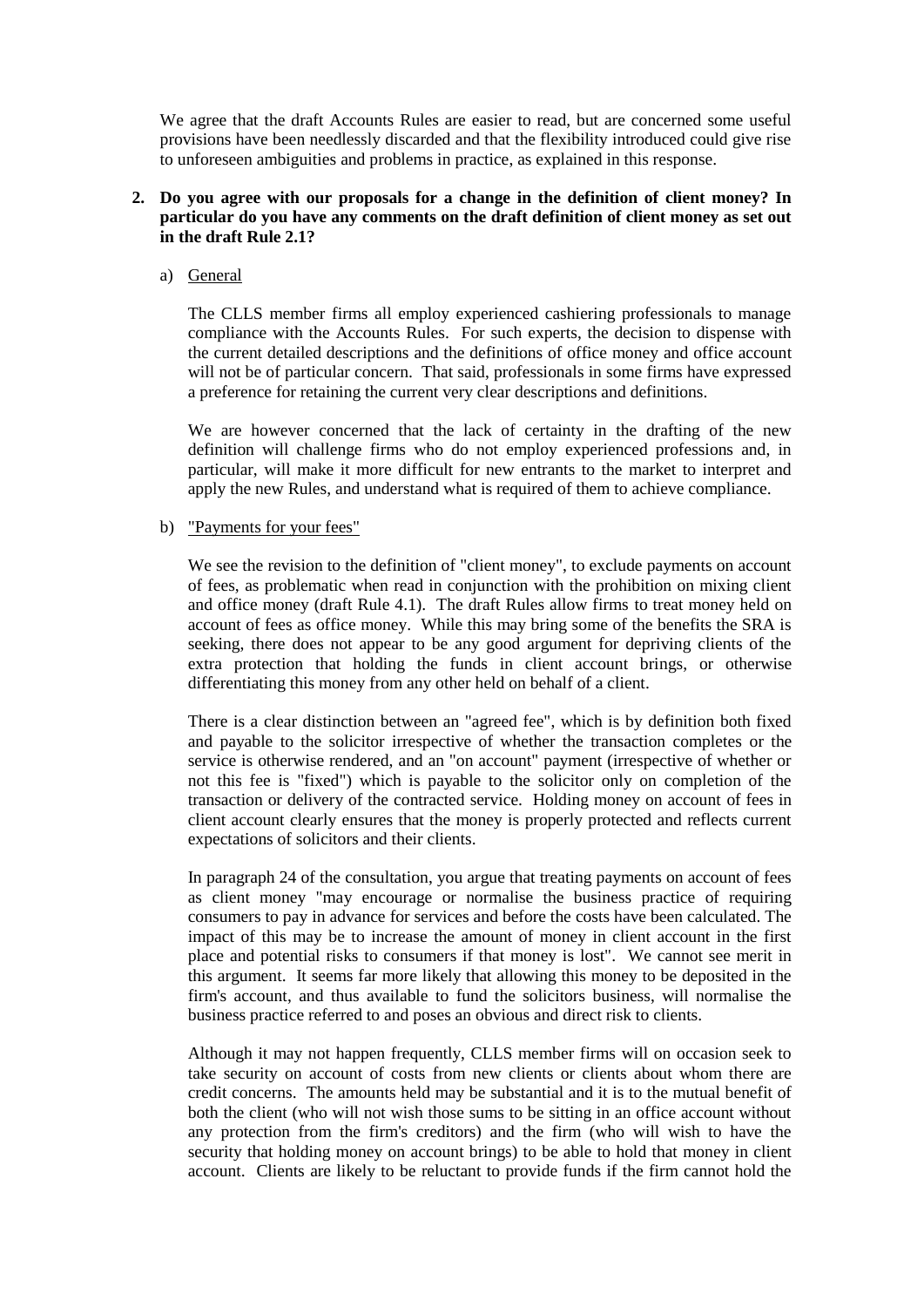We agree that the draft Accounts Rules are easier to read, but are concerned some useful provisions have been needlessly discarded and that the flexibility introduced could give rise to unforeseen ambiguities and problems in practice, as explained in this response.

**2. Do you agree with our proposals for a change in the definition of client money? In particular do you have any comments on the draft definition of client money as set out in the draft Rule 2.1?**

a) General

The CLLS member firms all employ experienced cashiering professionals to manage compliance with the Accounts Rules. For such experts, the decision to dispense with the current detailed descriptions and the definitions of office money and office account will not be of particular concern. That said, professionals in some firms have expressed a preference for retaining the current very clear descriptions and definitions.

We are however concerned that the lack of certainty in the drafting of the new definition will challenge firms who do not employ experienced professions and, in particular, will make it more difficult for new entrants to the market to interpret and apply the new Rules, and understand what is required of them to achieve compliance.

b) "Payments for your fees"

We see the revision to the definition of "client money", to exclude payments on account of fees, as problematic when read in conjunction with the prohibition on mixing client and office money (draft Rule 4.1). The draft Rules allow firms to treat money held on account of fees as office money. While this may bring some of the benefits the SRA is seeking, there does not appear to be any good argument for depriving clients of the extra protection that holding the funds in client account brings, or otherwise differentiating this money from any other held on behalf of a client.

There is a clear distinction between an "agreed fee", which is by definition both fixed and payable to the solicitor irrespective of whether the transaction completes or the service is otherwise rendered, and an "on account" payment (irrespective of whether or not this fee is "fixed") which is payable to the solicitor only on completion of the transaction or delivery of the contracted service. Holding money on account of fees in client account clearly ensures that the money is properly protected and reflects current expectations of solicitors and their clients.

In paragraph 24 of the consultation, you argue that treating payments on account of fees as client money "may encourage or normalise the business practice of requiring consumers to pay in advance for services and before the costs have been calculated. The impact of this may be to increase the amount of money in client account in the first place and potential risks to consumers if that money is lost". We cannot see merit in this argument. It seems far more likely that allowing this money to be deposited in the firm's account, and thus available to fund the solicitors business, will normalise the business practice referred to and poses an obvious and direct risk to clients.

Although it may not happen frequently, CLLS member firms will on occasion seek to take security on account of costs from new clients or clients about whom there are credit concerns. The amounts held may be substantial and it is to the mutual benefit of both the client (who will not wish those sums to be sitting in an office account without any protection from the firm's creditors) and the firm (who will wish to have the security that holding money on account brings) to be able to hold that money in client account. Clients are likely to be reluctant to provide funds if the firm cannot hold the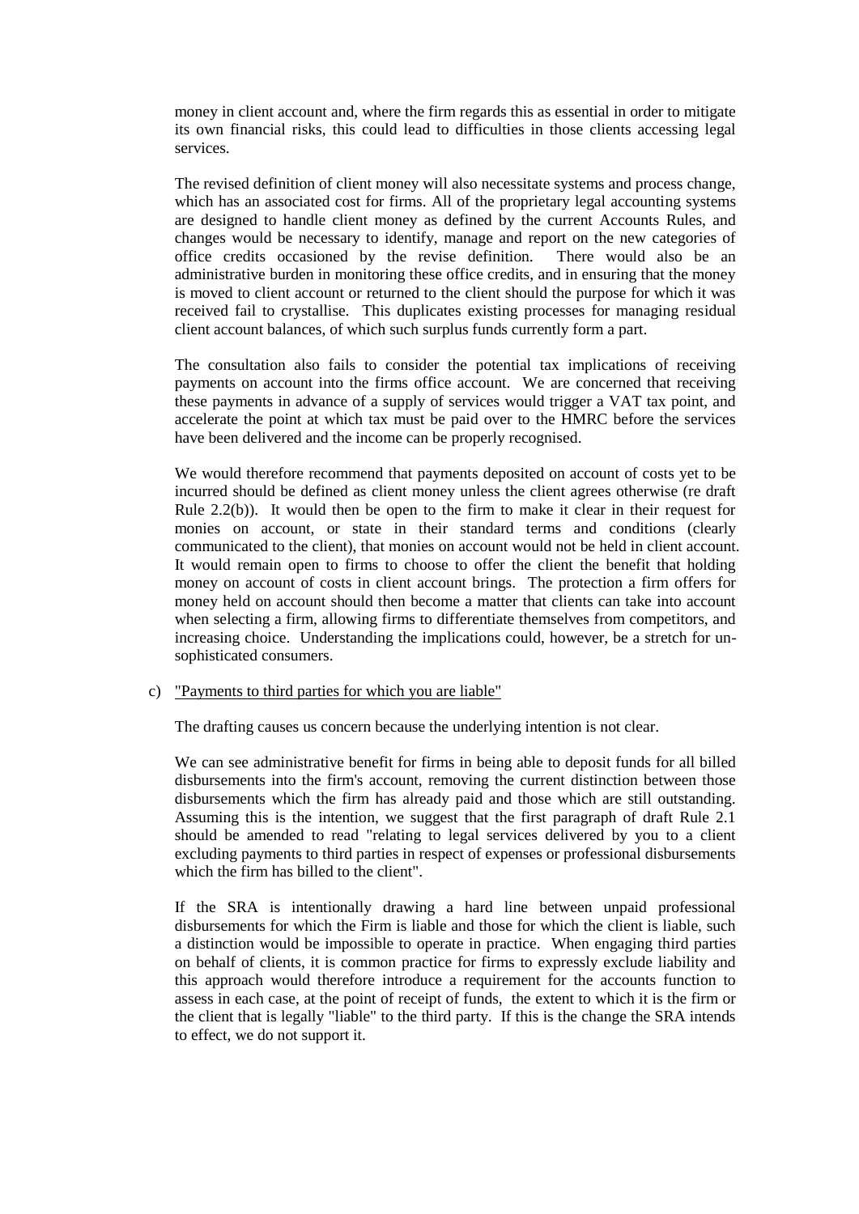money in client account and, where the firm regards this as essential in order to mitigate its own financial risks, this could lead to difficulties in those clients accessing legal services.

The revised definition of client money will also necessitate systems and process change, which has an associated cost for firms. All of the proprietary legal accounting systems are designed to handle client money as defined by the current Accounts Rules, and changes would be necessary to identify, manage and report on the new categories of office credits occasioned by the revise definition. There would also be an administrative burden in monitoring these office credits, and in ensuring that the money is moved to client account or returned to the client should the purpose for which it was received fail to crystallise. This duplicates existing processes for managing residual client account balances, of which such surplus funds currently form a part.

The consultation also fails to consider the potential tax implications of receiving payments on account into the firms office account. We are concerned that receiving these payments in advance of a supply of services would trigger a VAT tax point, and accelerate the point at which tax must be paid over to the HMRC before the services have been delivered and the income can be properly recognised.

We would therefore recommend that payments deposited on account of costs yet to be incurred should be defined as client money unless the client agrees otherwise (re draft Rule 2.2(b)). It would then be open to the firm to make it clear in their request for monies on account, or state in their standard terms and conditions (clearly communicated to the client), that monies on account would not be held in client account. It would remain open to firms to choose to offer the client the benefit that holding money on account of costs in client account brings. The protection a firm offers for money held on account should then become a matter that clients can take into account when selecting a firm, allowing firms to differentiate themselves from competitors, and increasing choice. Understanding the implications could, however, be a stretch for un-sophisticated consumers.

c) "Payments to third parties for which you are liable"

The drafting causes us concern because the underlying intention is not clear.

We can see administrative benefit for firms in being able to deposit funds for all billed disbursements into the firm's account, removing the current distinction between those disbursements which the firm has already paid and those which are still outstanding. Assuming this is the intention, we suggest that the first paragraph of draft Rule 2.1 should be amended to read "relating to legal services delivered by you to a client excluding payments to third parties in respect of expenses or professional disbursements which the firm has billed to the client".

If the SRA is intentionally drawing a hard line between unpaid professional disbursements for which the Firm is liable and those for which the client is liable, such a distinction would be impossible to operate in practice. When engaging third parties on behalf of clients, it is common practice for firms to expressly exclude liability and this approach would therefore introduce a requirement for the accounts function to assess in each case, at the point of receipt of funds, the extent to which it is the firm or the client that is legally "liable" to the third party. If this is the change the SRA intends to effect, we do not support it.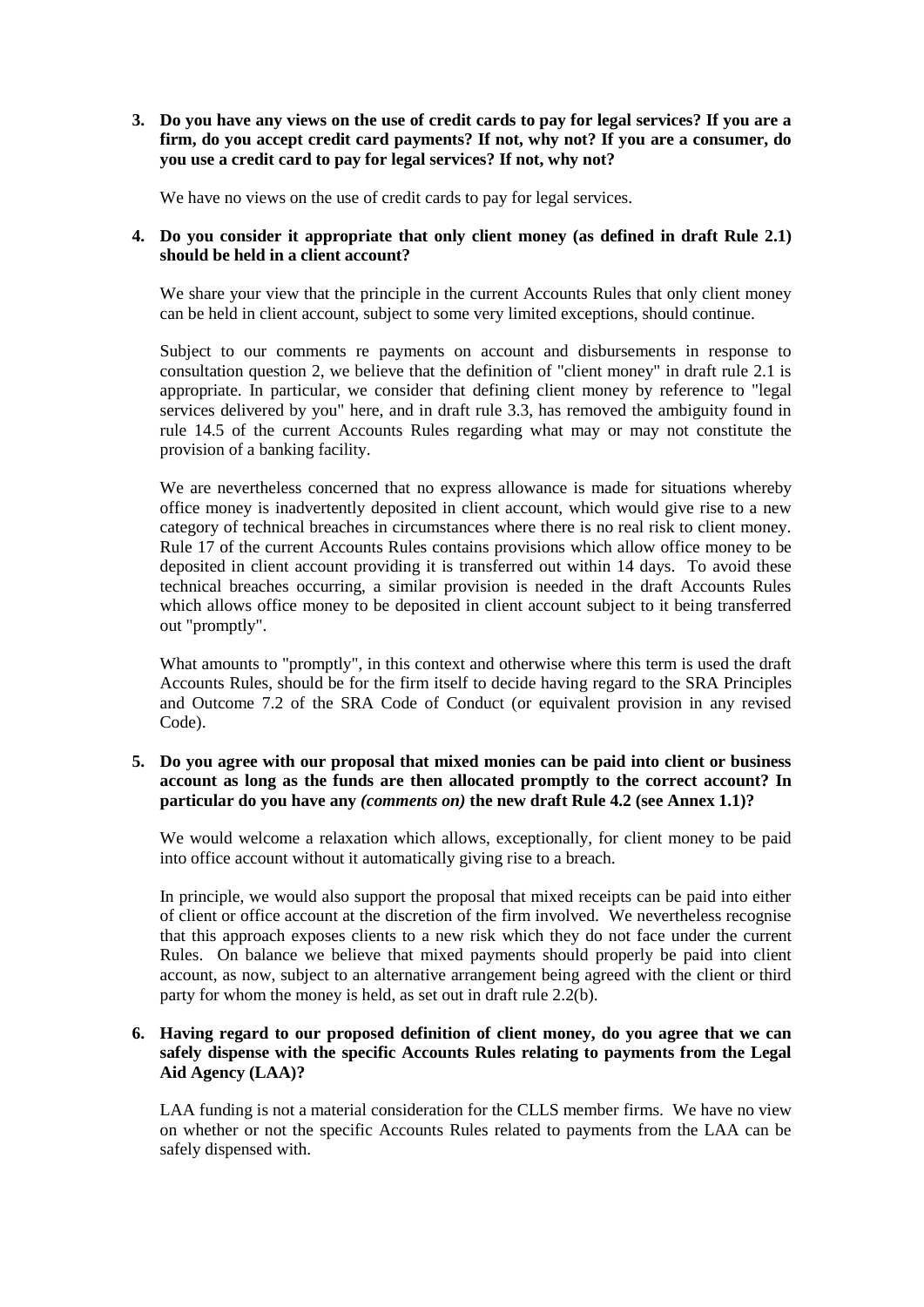**3. Do you have any views on the use of credit cards to pay for legal services? If you are a firm, do you accept credit card payments? If not, why not? If you are a consumer, do you use a credit card to pay for legal services? If not, why not?**

We have no views on the use of credit cards to pay for legal services.

**4. Do you consider it appropriate that only client money (as defined in draft Rule 2.1) should be held in a client account?**

We share your view that the principle in the current Accounts Rules that only client money can be held in client account, subject to some very limited exceptions, should continue.

Subject to our comments re payments on account and disbursements in response to consultation question 2, we believe that the definition of "client money" in draft rule 2.1 is appropriate. In particular, we consider that defining client money by reference to "legal services delivered by you" here, and in draft rule 3.3, has removed the ambiguity found in rule 14.5 of the current Accounts Rules regarding what may or may not constitute the provision of a banking facility.

We are nevertheless concerned that no express allowance is made for situations whereby office money is inadvertently deposited in client account, which would give rise to a new category of technical breaches in circumstances where there is no real risk to client money. Rule 17 of the current Accounts Rules contains provisions which allow office money to be deposited in client account providing it is transferred out within 14 days. To avoid these technical breaches occurring, a similar provision is needed in the draft Accounts Rules which allows office money to be deposited in client account subject to it being transferred out "promptly".

What amounts to "promptly", in this context and otherwise where this term is used the draft Accounts Rules, should be for the firm itself to decide having regard to the SRA Principles and Outcome 7.2 of the SRA Code of Conduct (or equivalent provision in any revised Code).

**5. Do you agree with our proposal that mixed monies can be paid into client or business account as long as the funds are then allocated promptly to the correct account? In particular do you have any *(comments on)* the new draft Rule 4.2 (see Annex 1.1)?**

We would welcome a relaxation which allows, exceptionally, for client money to be paid into office account without it automatically giving rise to a breach.

In principle, we would also support the proposal that mixed receipts can be paid into either of client or office account at the discretion of the firm involved. We nevertheless recognise that this approach exposes clients to a new risk which they do not face under the current Rules. On balance we believe that mixed payments should properly be paid into client account, as now, subject to an alternative arrangement being agreed with the client or third party for whom the money is held, as set out in draft rule 2.2(b).

**6. Having regard to our proposed definition of client money, do you agree that we can safely dispense with the specific Accounts Rules relating to payments from the Legal Aid Agency (LAA)?**

LAA funding is not a material consideration for the CLLS member firms. We have no view on whether or not the specific Accounts Rules related to payments from the LAA can be safely dispensed with.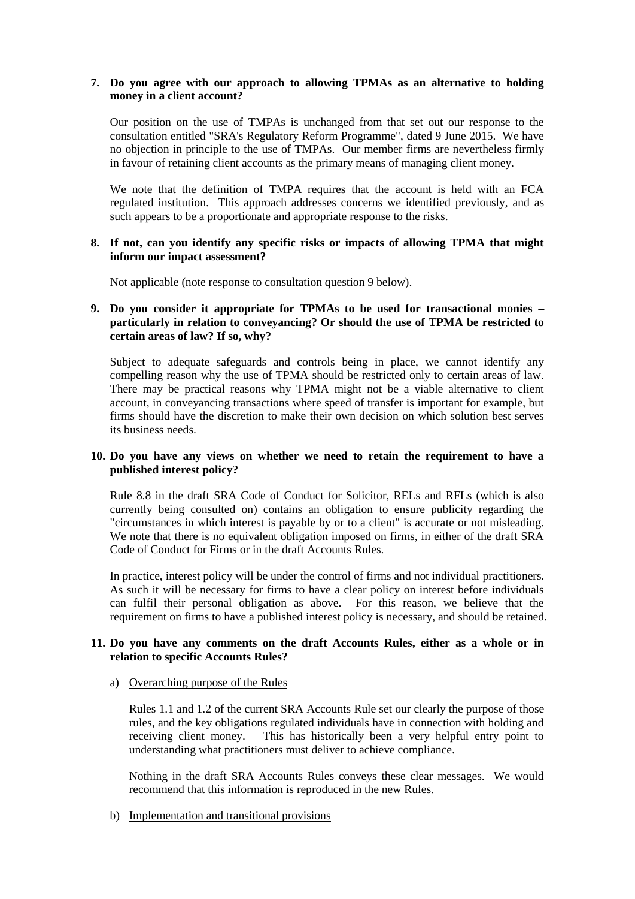**7. Do you agree with our approach to allowing TPMAs as an alternative to holding money in a client account?**

Our position on the use of TMPAs is unchanged from that set out our response to the consultation entitled "SRA's Regulatory Reform Programme", dated 9 June 2015. We have no objection in principle to the use of TMPAs. Our member firms are nevertheless firmly in favour of retaining client accounts as the primary means of managing client money.

We note that the definition of TMPA requires that the account is held with an FCA regulated institution. This approach addresses concerns we identified previously, and as such appears to be a proportionate and appropriate response to the risks.

**8. If not, can you identify any specific risks or impacts of allowing TPMA that might inform our impact assessment?**

Not applicable (note response to consultation question 9 below).

**9. Do you consider it appropriate for TPMAs to be used for transactional monies – particularly in relation to conveyancing? Or should the use of TPMA be restricted to certain areas of law? If so, why?**

Subject to adequate safeguards and controls being in place, we cannot identify any compelling reason why the use of TPMA should be restricted only to certain areas of law. There may be practical reasons why TPMA might not be a viable alternative to client account, in conveyancing transactions where speed of transfer is important for example, but firms should have the discretion to make their own decision on which solution best serves its business needs.

**10. Do you have any views on whether we need to retain the requirement to have a published interest policy?**

Rule 8.8 in the draft SRA Code of Conduct for Solicitor, RELs and RFLs (which is also currently being consulted on) contains an obligation to ensure publicity regarding the "circumstances in which interest is payable by or to a client" is accurate or not misleading. We note that there is no equivalent obligation imposed on firms, in either of the draft SRA Code of Conduct for Firms or in the draft Accounts Rules.

In practice, interest policy will be under the control of firms and not individual practitioners. As such it will be necessary for firms to have a clear policy on interest before individuals can fulfil their personal obligation as above. For this reason, we believe that the requirement on firms to have a published interest policy is necessary, and should be retained.

**11. Do you have any comments on the draft Accounts Rules, either as a whole or in relation to specific Accounts Rules?**

a) Overarching purpose of the Rules

Rules 1.1 and 1.2 of the current SRA Accounts Rule set our clearly the purpose of those rules, and the key obligations regulated individuals have in connection with holding and receiving client money. This has historically been a very helpful entry point to understanding what practitioners must deliver to achieve compliance.

Nothing in the draft SRA Accounts Rules conveys these clear messages. We would recommend that this information is reproduced in the new Rules.

b) Implementation and transitional provisions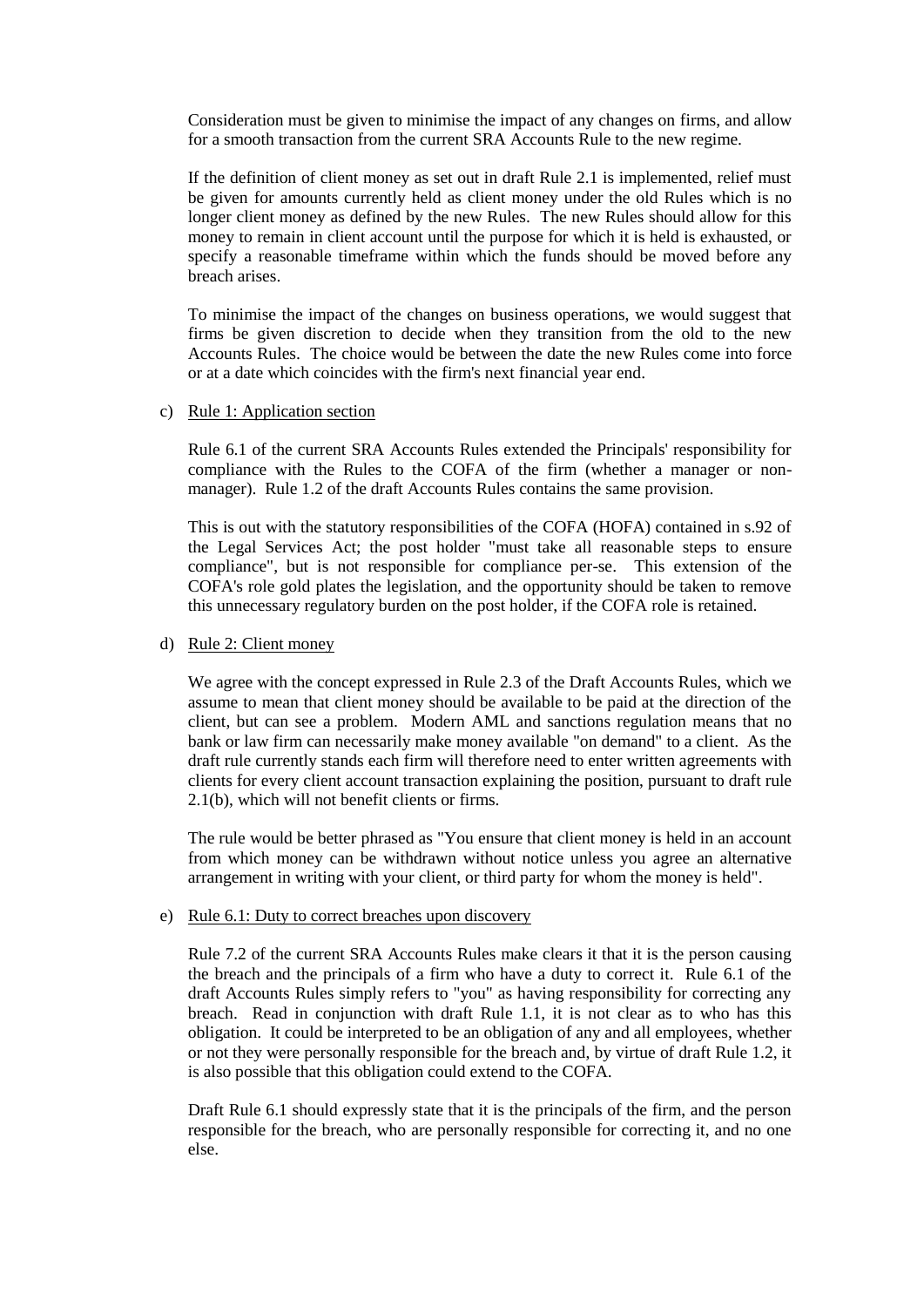Consideration must be given to minimise the impact of any changes on firms, and allow for a smooth transaction from the current SRA Accounts Rule to the new regime.

If the definition of client money as set out in draft Rule 2.1 is implemented, relief must be given for amounts currently held as client money under the old Rules which is no longer client money as defined by the new Rules. The new Rules should allow for this money to remain in client account until the purpose for which it is held is exhausted, or specify a reasonable timeframe within which the funds should be moved before any breach arises.

To minimise the impact of the changes on business operations, we would suggest that firms be given discretion to decide when they transition from the old to the new Accounts Rules. The choice would be between the date the new Rules come into force or at a date which coincides with the firm's next financial year end.

c) <u>Rule 1: Application section</u>

Rule 6.1 of the current SRA Accounts Rules extended the Principals' responsibility for compliance with the Rules to the COFA of the firm (whether a manager or non-manager). Rule 1.2 of the draft Accounts Rules contains the same provision.

This is out with the statutory responsibilities of the COFA (HOFA) contained in s.92 of the Legal Services Act; the post holder "must take all reasonable steps to ensure compliance", but is not responsible for compliance per-se. This extension of the COFA's role gold plates the legislation, and the opportunity should be taken to remove this unnecessary regulatory burden on the post holder, if the COFA role is retained.

d) <u>Rule 2: Client money</u>

We agree with the concept expressed in Rule 2.3 of the Draft Accounts Rules, which we assume to mean that client money should be available to be paid at the direction of the client, but can see a problem. Modern AML and sanctions regulation means that no bank or law firm can necessarily make money available "on demand" to a client. As the draft rule currently stands each firm will therefore need to enter written agreements with clients for every client account transaction explaining the position, pursuant to draft rule 2.1(b), which will not benefit clients or firms.

The rule would be better phrased as "You ensure that client money is held in an account from which money can be withdrawn without notice unless you agree an alternative arrangement in writing with your client, or third party for whom the money is held".

e) <u>Rule 6.1: Duty to correct breaches upon discovery</u>

Rule 7.2 of the current SRA Accounts Rules make clears it that it is the person causing the breach and the principals of a firm who have a duty to correct it. Rule 6.1 of the draft Accounts Rules simply refers to "you" as having responsibility for correcting any breach. Read in conjunction with draft Rule 1.1, it is not clear as to who has this obligation. It could be interpreted to be an obligation of any and all employees, whether or not they were personally responsible for the breach and, by virtue of draft Rule 1.2, it is also possible that this obligation could extend to the COFA.

Draft Rule 6.1 should expressly state that it is the principals of the firm, and the person responsible for the breach, who are personally responsible for correcting it, and no one else.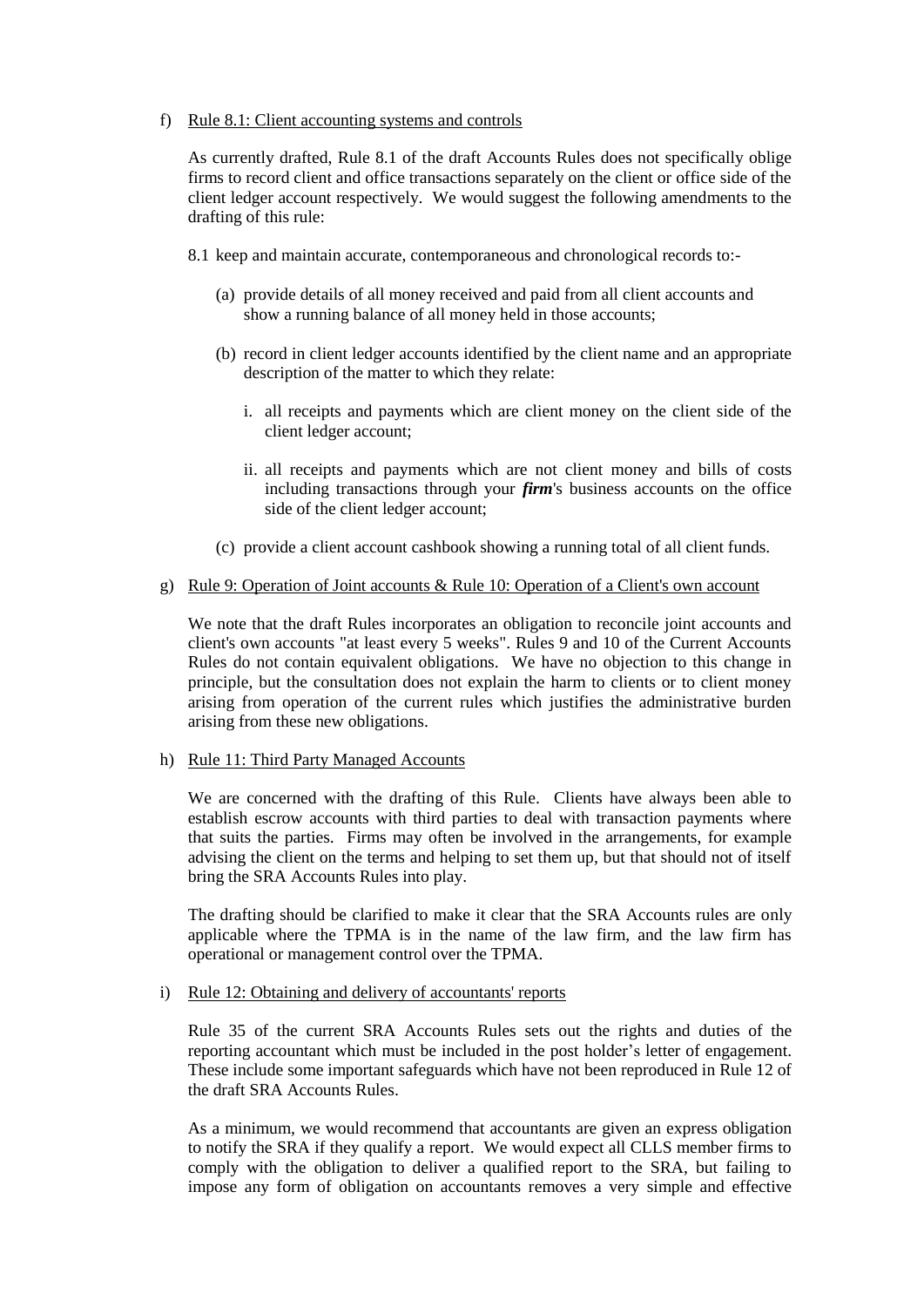f) Rule 8.1: Client accounting systems and controls

As currently drafted, Rule 8.1 of the draft Accounts Rules does not specifically oblige firms to record client and office transactions separately on the client or office side of the client ledger account respectively. We would suggest the following amendments to the drafting of this rule:

8.1 keep and maintain accurate, contemporaneous and chronological records to:-

(a) provide details of all money received and paid from all client accounts and show a running balance of all money held in those accounts;

(b) record in client ledger accounts identified by the client name and an appropriate description of the matter to which they relate:

i. all receipts and payments which are client money on the client side of the client ledger account;

ii. all receipts and payments which are not client money and bills of costs including transactions through your ***firm***'s business accounts on the office side of the client ledger account;

(c) provide a client account cashbook showing a running total of all client funds.

g) Rule 9: Operation of Joint accounts & Rule 10: Operation of a Client's own account

We note that the draft Rules incorporates an obligation to reconcile joint accounts and client's own accounts "at least every 5 weeks". Rules 9 and 10 of the Current Accounts Rules do not contain equivalent obligations. We have no objection to this change in principle, but the consultation does not explain the harm to clients or to client money arising from operation of the current rules which justifies the administrative burden arising from these new obligations.

h) Rule 11: Third Party Managed Accounts

We are concerned with the drafting of this Rule. Clients have always been able to establish escrow accounts with third parties to deal with transaction payments where that suits the parties. Firms may often be involved in the arrangements, for example advising the client on the terms and helping to set them up, but that should not of itself bring the SRA Accounts Rules into play.

The drafting should be clarified to make it clear that the SRA Accounts rules are only applicable where the TPMA is in the name of the law firm, and the law firm has operational or management control over the TPMA.

i) Rule 12: Obtaining and delivery of accountants' reports

Rule 35 of the current SRA Accounts Rules sets out the rights and duties of the reporting accountant which must be included in the post holder's letter of engagement. These include some important safeguards which have not been reproduced in Rule 12 of the draft SRA Accounts Rules.

As a minimum, we would recommend that accountants are given an express obligation to notify the SRA if they qualify a report. We would expect all CLLS member firms to comply with the obligation to deliver a qualified report to the SRA, but failing to impose any form of obligation on accountants removes a very simple and effective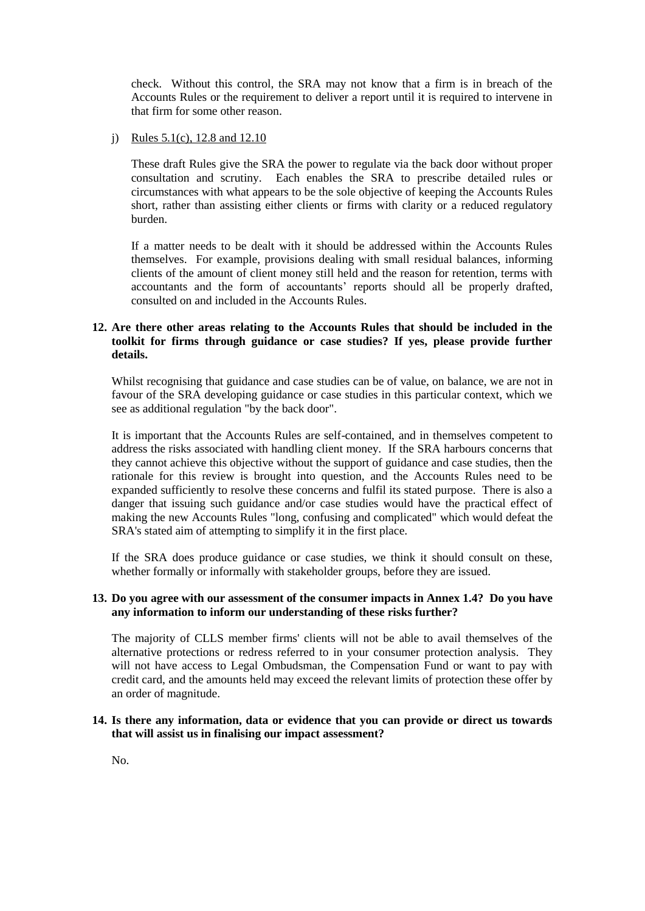check. Without this control, the SRA may not know that a firm is in breach of the Accounts Rules or the requirement to deliver a report until it is required to intervene in that firm for some other reason.

j) Rules 5.1(c), 12.8 and 12.10

These draft Rules give the SRA the power to regulate via the back door without proper consultation and scrutiny. Each enables the SRA to prescribe detailed rules or circumstances with what appears to be the sole objective of keeping the Accounts Rules short, rather than assisting either clients or firms with clarity or a reduced regulatory burden.

If a matter needs to be dealt with it should be addressed within the Accounts Rules themselves. For example, provisions dealing with small residual balances, informing clients of the amount of client money still held and the reason for retention, terms with accountants and the form of accountants' reports should all be properly drafted, consulted on and included in the Accounts Rules.

**12. Are there other areas relating to the Accounts Rules that should be included in the toolkit for firms through guidance or case studies? If yes, please provide further details.**

Whilst recognising that guidance and case studies can be of value, on balance, we are not in favour of the SRA developing guidance or case studies in this particular context, which we see as additional regulation "by the back door".

It is important that the Accounts Rules are self-contained, and in themselves competent to address the risks associated with handling client money. If the SRA harbours concerns that they cannot achieve this objective without the support of guidance and case studies, then the rationale for this review is brought into question, and the Accounts Rules need to be expanded sufficiently to resolve these concerns and fulfil its stated purpose. There is also a danger that issuing such guidance and/or case studies would have the practical effect of making the new Accounts Rules "long, confusing and complicated" which would defeat the SRA's stated aim of attempting to simplify it in the first place.

If the SRA does produce guidance or case studies, we think it should consult on these, whether formally or informally with stakeholder groups, before they are issued.

**13. Do you agree with our assessment of the consumer impacts in Annex 1.4? Do you have any information to inform our understanding of these risks further?**

The majority of CLLS member firms' clients will not be able to avail themselves of the alternative protections or redress referred to in your consumer protection analysis. They will not have access to Legal Ombudsman, the Compensation Fund or want to pay with credit card, and the amounts held may exceed the relevant limits of protection these offer by an order of magnitude.

**14. Is there any information, data or evidence that you can provide or direct us towards that will assist us in finalising our impact assessment?**

No.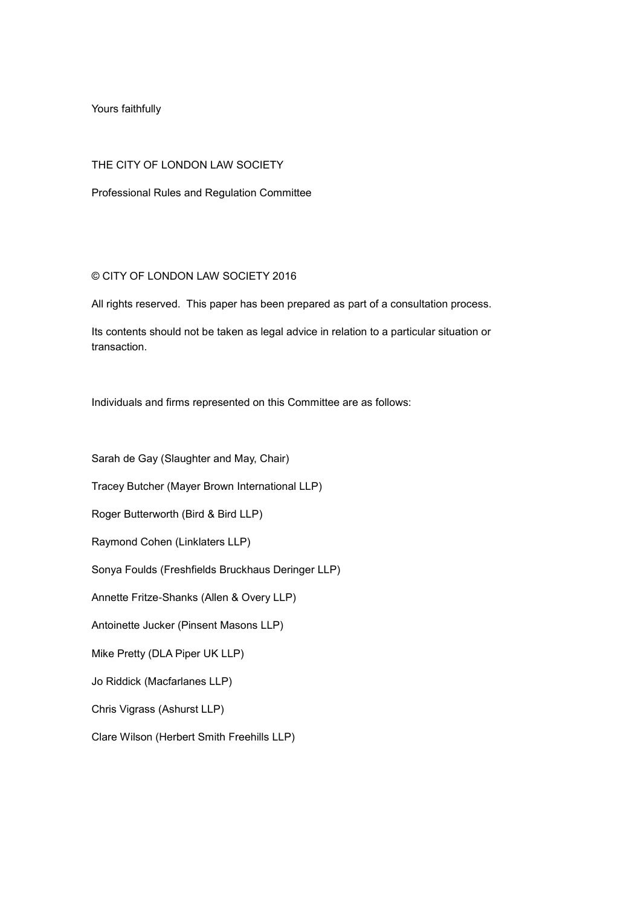Yours faithfully

THE CITY OF LONDON LAW SOCIETY

Professional Rules and Regulation Committee

© CITY OF LONDON LAW SOCIETY 2016

All rights reserved. This paper has been prepared as part of a consultation process.

Its contents should not be taken as legal advice in relation to a particular situation or transaction.

Individuals and firms represented on this Committee are as follows:

Sarah de Gay (Slaughter and May, Chair)

Tracey Butcher (Mayer Brown International LLP)

Roger Butterworth (Bird & Bird LLP)

Raymond Cohen (Linklaters LLP)

Sonya Foulds (Freshfields Bruckhaus Deringer LLP)

Annette Fritze-Shanks (Allen & Overy LLP)

Antoinette Jucker (Pinsent Masons LLP)

Mike Pretty (DLA Piper UK LLP)

Jo Riddick (Macfarlanes LLP)

Chris Vigrass (Ashurst LLP)

Clare Wilson (Herbert Smith Freehills LLP)